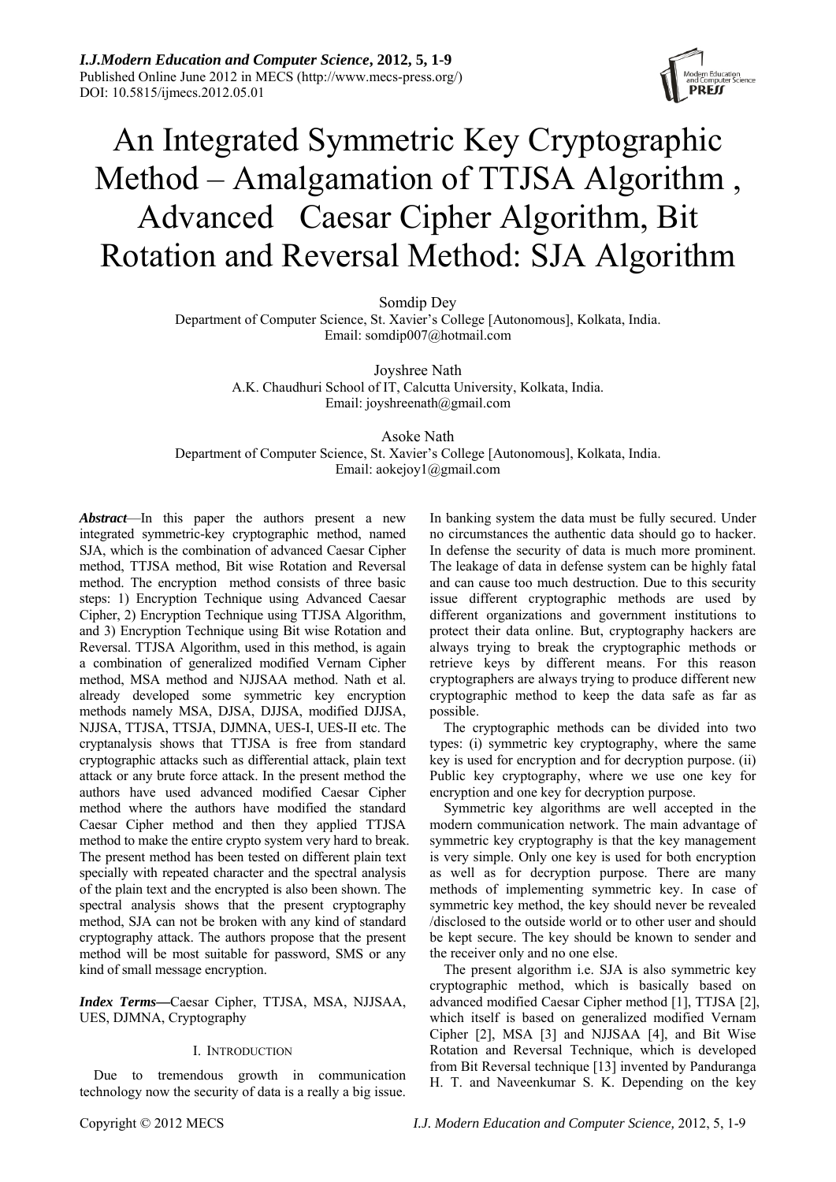# An Integrated Symmetric Key Cryptographic Method – Amalgamation of TTJSA Algorithm , Advanced Caesar Cipher Algorithm, Bit Rotation and Reversal Method: SJA Algorithm

Somdip Dey
Department of Computer Science, St. Xavier's College [Autonomous], Kolkata, India.
Email: somdip007@hotmail.com

Joyshree Nath
A.K. Chaudhuri School of IT, Calcutta University, Kolkata, India.
Email: joyshreenath@gmail.com

Asoke Nath
Department of Computer Science, St. Xavier's College [Autonomous], Kolkata, India.
Email: aokejoy1@gmail.com

***Abstract***—In this paper the authors present a new integrated symmetric-key cryptographic method, named SJA, which is the combination of advanced Caesar Cipher method, TTJSA method, Bit wise Rotation and Reversal method. The encryption method consists of three basic steps: 1) Encryption Technique using Advanced Caesar Cipher, 2) Encryption Technique using TTJSA Algorithm, and 3) Encryption Technique using Bit wise Rotation and Reversal. TTJSA Algorithm, used in this method, is again a combination of generalized modified Vernam Cipher method, MSA method and NJJSAA method. Nath et al. already developed some symmetric key encryption methods namely MSA, DJSA, DJJSA, modified DJJSA, NJJSA, TTJSA, TTSJA, DJMNA, UES-I, UES-II etc. The cryptanalysis shows that TTJSA is free from standard cryptographic attacks such as differential attack, plain text attack or any brute force attack. In the present method the authors have used advanced modified Caesar Cipher method where the authors have modified the standard Caesar Cipher method and then they applied TTJSA method to make the entire crypto system very hard to break. The present method has been tested on different plain text specially with repeated character and the spectral analysis of the plain text and the encrypted is also been shown. The spectral analysis shows that the present cryptography method, SJA can not be broken with any kind of standard cryptography attack. The authors propose that the present method will be most suitable for password, SMS or any kind of small message encryption.

***Index Terms*****—**Caesar Cipher, TTJSA, MSA, NJJSAA, UES, DJMNA, Cryptography

## I. Introduction

Due to tremendous growth in communication technology now the security of data is a really a big issue. In banking system the data must be fully secured. Under no circumstances the authentic data should go to hacker. In defense the security of data is much more prominent. The leakage of data in defense system can be highly fatal and can cause too much destruction. Due to this security issue different cryptographic methods are used by different organizations and government institutions to protect their data online. But, cryptography hackers are always trying to break the cryptographic methods or retrieve keys by different means. For this reason cryptographers are always trying to produce different new cryptographic method to keep the data safe as far as possible.

The cryptographic methods can be divided into two types: (i) symmetric key cryptography, where the same key is used for encryption and for decryption purpose. (ii) Public key cryptography, where we use one key for encryption and one key for decryption purpose.

Symmetric key algorithms are well accepted in the modern communication network. The main advantage of symmetric key cryptography is that the key management is very simple. Only one key is used for both encryption as well as for decryption purpose. There are many methods of implementing symmetric key. In case of symmetric key method, the key should never be revealed /disclosed to the outside world or to other user and should be kept secure. The key should be known to sender and the receiver only and no one else.

The present algorithm i.e. SJA is also symmetric key cryptographic method, which is basically based on advanced modified Caesar Cipher method [1], TTJSA [2], which itself is based on generalized modified Vernam Cipher [2], MSA [3] and NJJSAA [4], and Bit Wise Rotation and Reversal Technique, which is developed from Bit Reversal technique [13] invented by Panduranga H. T. and Naveenkumar S. K. Depending on the key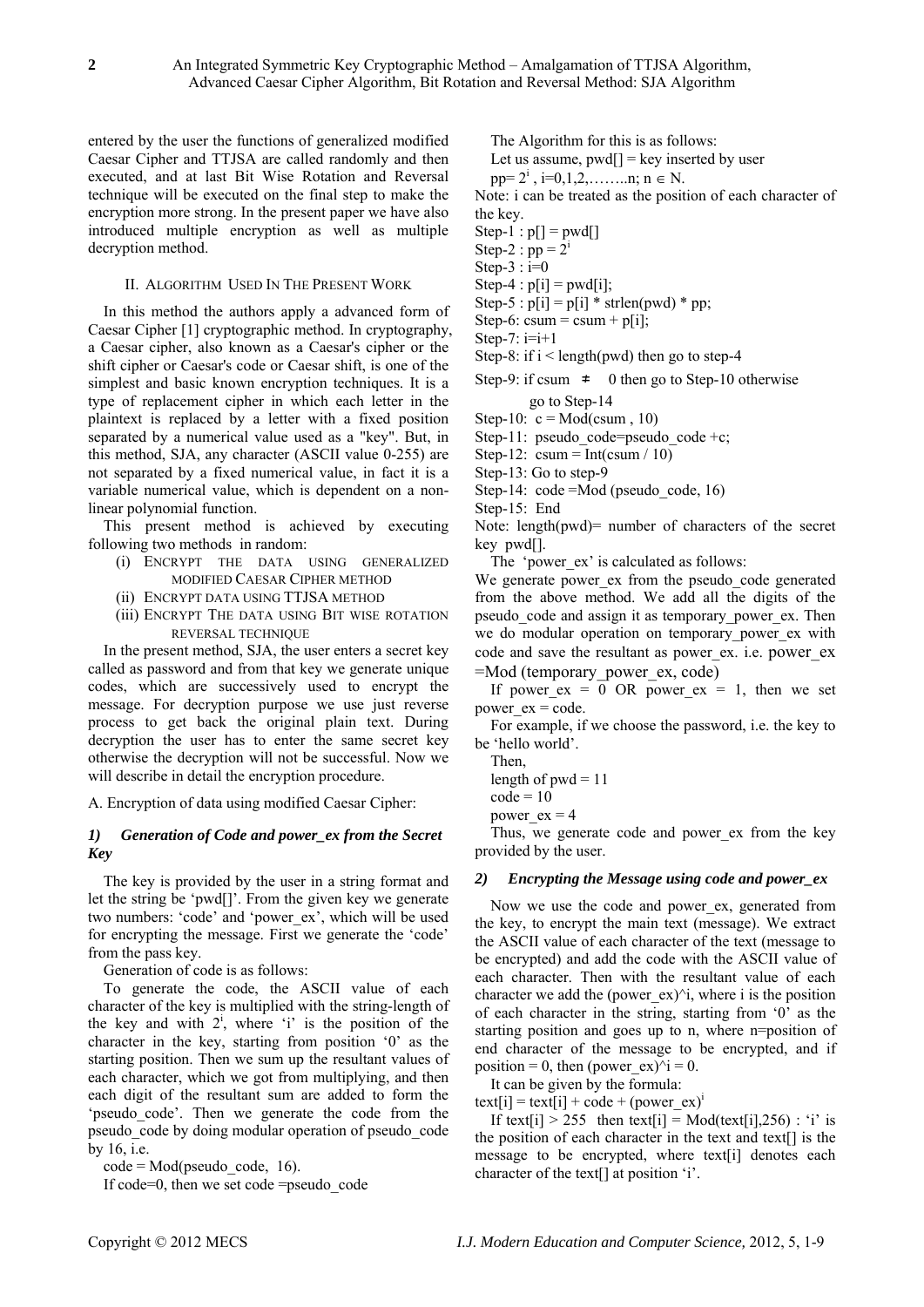entered by the user the functions of generalized modified Caesar Cipher and TTJSA are called randomly and then executed, and at last Bit Wise Rotation and Reversal technique will be executed on the final step to make the encryption more strong. In the present paper we have also introduced multiple encryption as well as multiple decryption method.

## II. Algorithm Used In The Present Work

In this method the authors apply a advanced form of Caesar Cipher [1] cryptographic method. In cryptography, a Caesar cipher, also known as a Caesar's cipher or the shift cipher or Caesar's code or Caesar shift, is one of the simplest and basic known encryption techniques. It is a type of replacement cipher in which each letter in the plaintext is replaced by a letter with a fixed position separated by a numerical value used as a "key". But, in this method, SJA, any character (ASCII value 0-255) are not separated by a fixed numerical value, in fact it is a variable numerical value, which is dependent on a non-linear polynomial function.

This present method is achieved by executing following two methods in random:

- (i) Encrypt the data using generalized modified Caesar Cipher method
- (ii) Encrypt data using TTJSA method
- (iii) Encrypt The data using Bit wise rotation reversal technique

In the present method, SJA, the user enters a secret key called as password and from that key we generate unique codes, which are successively used to encrypt the message. For decryption purpose we use just reverse process to get back the original plain text. During decryption the user has to enter the same secret key otherwise the decryption will not be successful. Now we will describe in detail the encryption procedure.

A. Encryption of data using modified Caesar Cipher:

### *1) Generation of Code and power_ex from the Secret Key*

The key is provided by the user in a string format and let the string be 'pwd[]'. From the given key we generate two numbers: 'code' and 'power_ex', which will be used for encrypting the message. First we generate the 'code' from the pass key.

Generation of code is as follows:

To generate the code, the ASCII value of each character of the key is multiplied with the string-length of the key and with $2^i$, where 'i' is the position of the character in the key, starting from position '0' as the starting position. Then we sum up the resultant values of each character, which we got from multiplying, and then each digit of the resultant sum are added to form the 'pseudo_code'. Then we generate the code from the pseudo_code by doing modular operation of pseudo_code by 16, i.e.

code = Mod(pseudo_code, 16).

If code=0, then we set code =pseudo_code

The Algorithm for this is as follows:

Let us assume, pwd[] = key inserted by user

pp= $2^i$ , i=0,1,2,……..n; $n \in N$.

Note: i can be treated as the position of each character of the key.

Step-1 : p[] = pwd[]
Step-2 : pp = $2^i$
Step-3 : i=0
Step-4 : p[i] = pwd[i];
Step-5 : p[i] = p[i] * strlen(pwd) * pp;
Step-6: csum = csum + p[i];
Step-7: i=i+1
Step-8: if i < length(pwd) then go to step-4
Step-9: if csum $\neq$ 0 then go to Step-10 otherwise go to Step-14
Step-10: c = Mod(csum , 10)
Step-11: pseudo_code=pseudo_code +c;
Step-12: csum = Int(csum / 10)
Step-13: Go to step-9
Step-14: code =Mod (pseudo_code, 16)
Step-15: End

Note: length(pwd)= number of characters of the secret key pwd[].

The 'power_ex' is calculated as follows:

We generate power_ex from the pseudo_code generated from the above method. We add all the digits of the pseudo_code and assign it as temporary_power_ex. Then we do modular operation on temporary_power_ex with code and save the resultant as power_ex. i.e. power_ex =Mod (temporary_power_ex, code)

If power_ex = 0 OR power_ex = 1, then we set power_ex = code.

For example, if we choose the password, i.e. the key to be 'hello world'.

Then,
length of pwd = 11
code = 10
power_ex = 4

Thus, we generate code and power_ex from the key provided by the user.

### *2) Encrypting the Message using code and power_ex*

Now we use the code and power_ex, generated from the key, to encrypt the main text (message). We extract the ASCII value of each character of the text (message to be encrypted) and add the code with the ASCII value of each character. Then with the resultant value of each character we add the (power_ex)^i, where i is the position of each character in the string, starting from '0' as the starting position and goes up to n, where n=position of end character of the message to be encrypted, and if position = 0, then (power_ex)^i = 0.

It can be given by the formula:

text[i] = text[i] + code + $(\text{power\_ex})^i$

If text[i] > 255 then text[i] = Mod(text[i],256) : 'i' is the position of each character in the text and text[] is the message to be encrypted, where text[i] denotes each character of the text[] at position 'i'.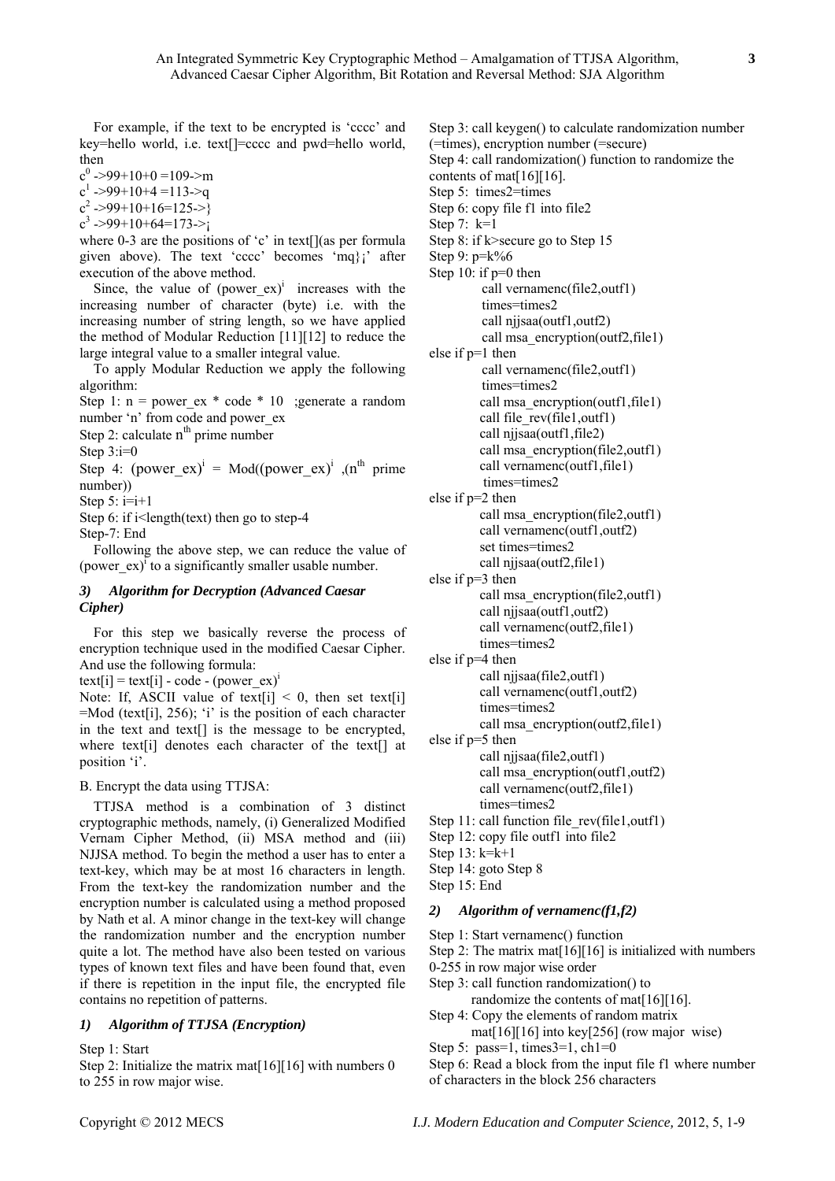For example, if the text to be encrypted is 'cccc' and key=hello world, i.e. text[]=cccc and pwd=hello world, then

$c^0$ ->99+10+0 =109->m

$c^1$ ->99+10+4 =113->q

$c^2$ ->99+10+16=125->}

$c^3$ ->99+10+64=173->¡

where 0-3 are the positions of 'c' in text[](as per formula given above). The text 'cccc' becomes 'mq}¡' after execution of the above method.

Since, the value of $(\text{power\_ex})^i$ increases with the increasing number of character (byte) i.e. with the increasing number of string length, so we have applied the method of Modular Reduction [11][12] to reduce the large integral value to a smaller integral value.

To apply Modular Reduction we apply the following algorithm:

Step 1: n = power_ex * code * 10 ;generate a random number 'n' from code and power_ex

Step 2: calculate $n^{th}$ prime number

Step 3:i=0

Step 4: $(\text{power\_ex})^i$ = Mod($(\text{power\_ex})^i$ ,($n^{th}$ prime number))

Step 5: i=i+1

Step 6: if i<length(text) then go to step-4

Step-7: End

Following the above step, we can reduce the value of $(\text{power\_ex})^i$ to a significantly smaller usable number.

### 3) Algorithm for Decryption (Advanced Caesar Cipher)

For this step we basically reverse the process of encryption technique used in the modified Caesar Cipher. And use the following formula:

text[i] = text[i] - code - $(\text{power\_ex})^i$

Note: If, ASCII value of text[i] < 0, then set text[i] =Mod (text[i], 256); 'i' is the position of each character in the text and text[] is the message to be encrypted, where text[i] denotes each character of the text[] at position 'i'.

## B. Encrypt the data using TTJSA:

TTJSA method is a combination of 3 distinct cryptographic methods, namely, (i) Generalized Modified Vernam Cipher Method, (ii) MSA method and (iii) NJJSA method. To begin the method a user has to enter a text-key, which may be at most 16 characters in length. From the text-key the randomization number and the encryption number is calculated using a method proposed by Nath et al. A minor change in the text-key will change the randomization number and the encryption number quite a lot. The method have also been tested on various types of known text files and have been found that, even if there is repetition in the input file, the encrypted file contains no repetition of patterns.

### 1) Algorithm of TTJSA (Encryption)

Step 1: Start

Step 2: Initialize the matrix mat[16][16] with numbers 0 to 255 in row major wise.

Step 3: call keygen() to calculate randomization number (=times), encryption number (=secure)

Step 4: call randomization() function to randomize the contents of mat[16][16].

Step 5: times2=times

Step 6: copy file f1 into file2

Step 7: k=1

Step 8: if k>secure go to Step 15

Step 9: p=k%6

Step 10: if p=0 then
    call vernamenc(file2,outf1)
    times=times2
    call njjsaa(outf1,outf2)
    call msa_encryption(outf2,file1)
else if p=1 then
    call vernamenc(file2,outf1)
    times=times2
    call msa_encryption(outf1,file1)
    call file_rev(file1,outf1)
    call njjsaa(outf1,file2)
    call msa_encryption(file2,outf1)
    call vernamenc(outf1,file1)
    times=times2
else if p=2 then
    call msa_encryption(file2,outf1)
    call vernamenc(outf1,outf2)
    set times=times2
    call njjsaa(outf2,file1)
else if p=3 then
    call msa_encryption(file2,outf1)
    call njjsaa(outf1,outf2)
    call vernamenc(outf2,file1)
    times=times2
else if p=4 then
    call njjsaa(file2,outf1)
    call vernamenc(outf1,outf2)
    times=times2
    call msa_encryption(outf2,file1)
else if p=5 then
    call njjsaa(file2,outf1)
    call msa_encryption(outf1,outf2)
    call vernamenc(outf2,file1)
    times=times2

Step 11: call function file_rev(file1,outf1)

Step 12: copy file outf1 into file2

Step 13: k=k+1

Step 14: goto Step 8

Step 15: End

### 2) Algorithm of vernamenc(f1,f2)

Step 1: Start vernamenc() function

Step 2: The matrix mat[16][16] is initialized with numbers 0-255 in row major wise order

Step 3: call function randomization() to
    randomize the contents of mat[16][16].

Step 4: Copy the elements of random matrix
    mat[16][16] into key[256] (row major wise)

Step 5: pass=1, times3=1, ch1=0

Step 6: Read a block from the input file f1 where number of characters in the block 256 characters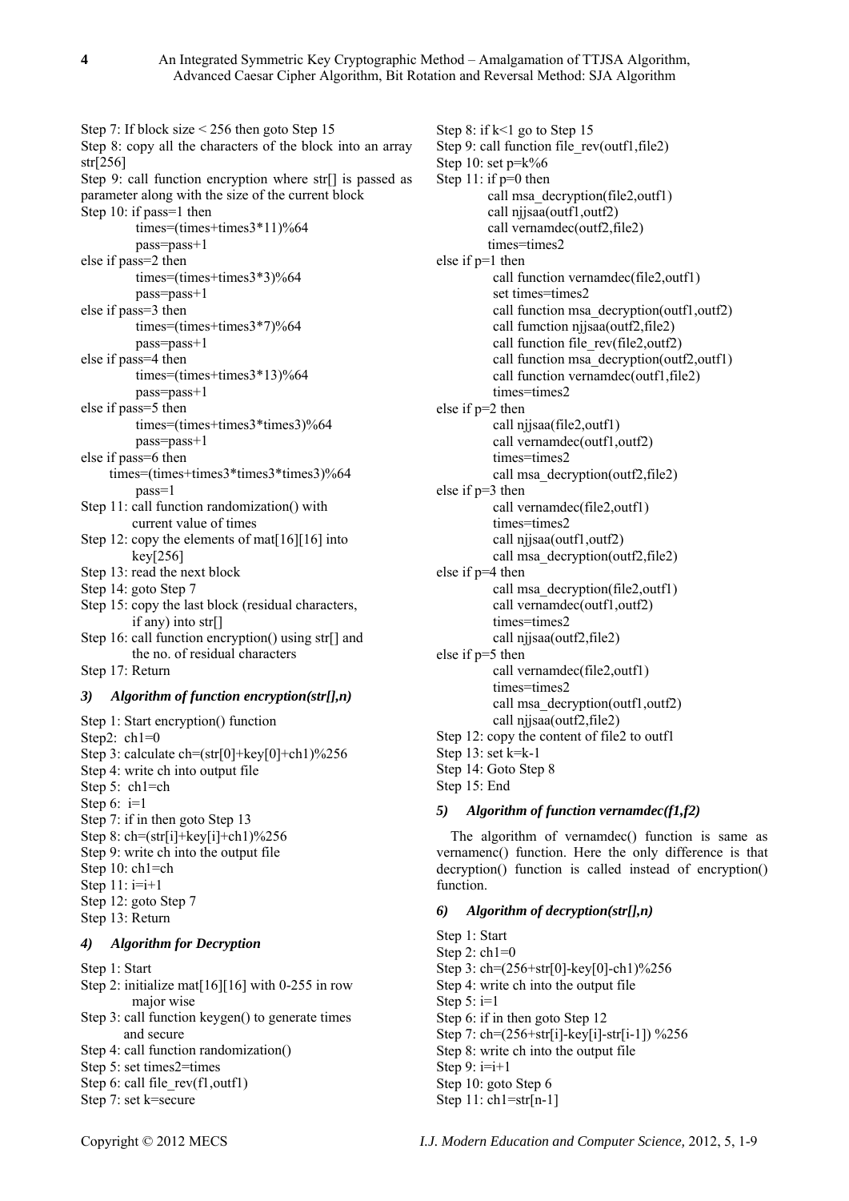Step 7: If block size < 256 then goto Step 15
Step 8: copy all the characters of the block into an array str[256]
Step 9: call function encryption where str[] is passed as parameter along with the size of the current block
Step 10: if pass=1 then
    times=(times+times3*11)%64
    pass=pass+1
else if pass=2 then
    times=(times+times3*3)%64
    pass=pass+1
else if pass=3 then
    times=(times+times3*7)%64
    pass=pass+1
else if pass=4 then
    times=(times+times3*13)%64
    pass=pass+1
else if pass=5 then
    times=(times+times3*times3)%64
    pass=pass+1
else if pass=6 then
    times=(times+times3*times3*times3)%64
    pass=1
Step 11: call function randomization() with current value of times
Step 12: copy the elements of mat[16][16] into key[256]
Step 13: read the next block
Step 14: goto Step 7
Step 15: copy the last block (residual characters, if any) into str[]
Step 16: call function encryption() using str[] and the no. of residual characters
Step 17: Return

### *3) Algorithm of function encryption(str[],n)*

Step 1: Start encryption() function
Step2: ch1=0
Step 3: calculate ch=(str[0]+key[0]+ch1)%256
Step 4: write ch into output file
Step 5: ch1=ch
Step 6: i=1
Step 7: if in then goto Step 13
Step 8: ch=(str[i]+key[i]+ch1)%256
Step 9: write ch into the output file
Step 10: ch1=ch
Step 11: i=i+1
Step 12: goto Step 7
Step 13: Return

### *4) Algorithm for Decryption*

Step 1: Start
Step 2: initialize mat[16][16] with 0-255 in row major wise
Step 3: call function keygen() to generate times and secure
Step 4: call function randomization()
Step 5: set times2=times
Step 6: call file_rev(f1,outf1)
Step 7: set k=secure
Step 8: if k<1 go to Step 15
Step 9: call function file_rev(outf1,file2)
Step 10: set p=k%6
Step 11: if p=0 then
    call msa_decryption(file2,outf1)
    call njjsaa(outf1,outf2)
    call vernamdec(outf2,file2)
    times=times2
else if p=1 then
    call function vernamdec(file2,outf1)
    set times=times2
    call function msa_decryption(outf1,outf2)
    call fumction njjsaa(outf2,file2)
    call function file_rev(file2,outf2)
    call function msa_decryption(outf2,outf1)
    call function vernamdec(outf1,file2)
    times=times2
else if p=2 then
    call njjsaa(file2,outf1)
    call vernamdec(outf1,outf2)
    times=times2
    call msa_decryption(outf2,file2)
else if p=3 then
    call vernamdec(file2,outf1)
    times=times2
    call njjsaa(outf1,outf2)
    call msa_decryption(outf2,file2)
else if p=4 then
    call msa_decryption(file2,outf1)
    call vernamdec(outf1,outf2)
    times=times2
    call njjsaa(outf2,file2)
else if p=5 then
    call vernamdec(file2,outf1)
    times=times2
    call msa_decryption(outf1,outf2)
    call njjsaa(outf2,file2)
Step 12: copy the content of file2 to outf1
Step 13: set k=k-1
Step 14: Goto Step 8
Step 15: End

### *5) Algorithm of function vernamdec(f1,f2)*

The algorithm of vernamdec() function is same as vernamenc() function. Here the only difference is that decryption() function is called instead of encryption() function.

### *6) Algorithm of decryption(str[],n)*

Step 1: Start
Step 2: ch1=0
Step 3: ch=(256+str[0]-key[0]-ch1)%256
Step 4: write ch into the output file
Step 5: i=1
Step 6: if in then goto Step 12
Step 7: ch=(256+str[i]-key[i]-str[i-1]) %256
Step 8: write ch into the output file
Step 9: i=i+1
Step 10: goto Step 6
Step 11: ch1=str[n-1]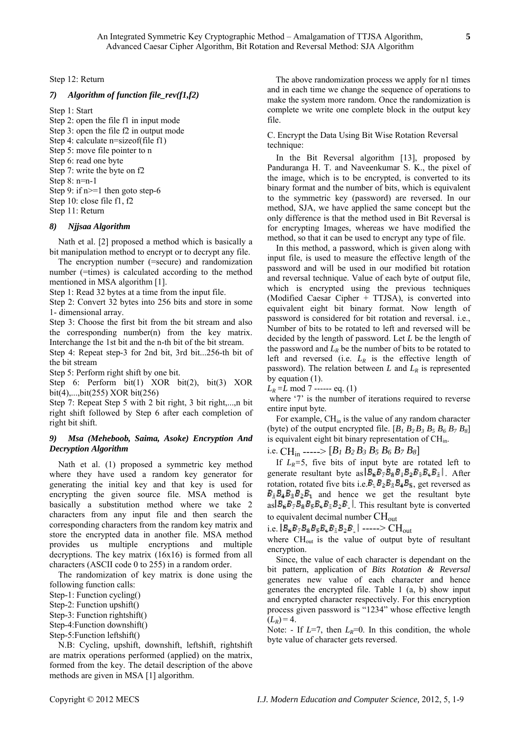Step 12: Return

### 7) *Algorithm of function file_rev(f1,f2)*

Step 1: Start  
Step 2: open the file f1 in input mode  
Step 3: open the file f2 in output mode  
Step 4: calculate n=sizeof(file f1)  
Step 5: move file pointer to n  
Step 6: read one byte  
Step 7: write the byte on f2  
Step 8: n=n-1  
Step 9: if n>=1 then goto step-6  
Step 10: close file f1, f2  
Step 11: Return

### 8) *Njjsaa Algorithm*

Nath et al. [2] proposed a method which is basically a bit manipulation method to encrypt or to decrypt any file.

The encryption number (=secure) and randomization number (=times) is calculated according to the method mentioned in MSA algorithm [1].

Step 1: Read 32 bytes at a time from the input file.  
Step 2: Convert 32 bytes into 256 bits and store in some 1- dimensional array.  
Step 3: Choose the first bit from the bit stream and also the corresponding number(n) from the key matrix. Interchange the 1st bit and the n-th bit of the bit stream.  
Step 4: Repeat step-3 for 2nd bit, 3rd bit...256-th bit of the bit stream  
Step 5: Perform right shift by one bit.  
Step 6: Perform bit(1) XOR bit(2), bit(3) XOR bit(4),...,bit(255) XOR bit(256)  
Step 7: Repeat Step 5 with 2 bit right, 3 bit right,...,n bit right shift followed by Step 6 after each completion of right bit shift.

### 9) *Msa (Meheboob, Saima, Asoke) Encryption And Decryption Algorithm*

Nath et al. (1) proposed a symmetric key method where they have used a random key generator for generating the initial key and that key is used for encrypting the given source file. MSA method is basically a substitution method where we take 2 characters from any input file and then search the corresponding characters from the random key matrix and store the encrypted data in another file. MSA method provides us multiple encryptions and multiple decryptions. The key matrix (16x16) is formed from all characters (ASCII code 0 to 255) in a random order.

The randomization of key matrix is done using the following function calls:

Step-1: Function cycling()  
Step-2: Function upshift()  
Step-3: Function rightshift()  
Step-4:Function downshift()  
Step-5:Function leftshift()

N.B: Cycling, upshift, downshift, leftshift, rightshift are matrix operations performed (applied) on the matrix, formed from the key. The detail description of the above methods are given in MSA [1] algorithm.

The above randomization process we apply for n1 times and in each time we change the sequence of operations to make the system more random. Once the randomization is complete we write one complete block in the output key file.

C. Encrypt the Data Using Bit Wise Rotation Reversal technique:

In the Bit Reversal algorithm [13], proposed by Panduranga H. T. and Naveenkumar S. K., the pixel of the image, which is to be encrypted, is converted to its binary format and the number of bits, which is equivalent to the symmetric key (password) are reversed. In our method, SJA, we have applied the same concept but the only difference is that the method used in Bit Reversal is for encrypting Images, whereas we have modified the method, so that it can be used to encrypt any type of file.

In this method, a password, which is given along with input file, is used to measure the effective length of the password and will be used in our modified bit rotation and reversal technique. Value of each byte of output file, which is encrypted using the previous techniques (Modified Caesar Cipher + TTJSA), is converted into equivalent eight bit binary format. Now length of password is considered for bit rotation and reversal. i.e., Number of bits to be rotated to left and reversed will be decided by the length of password. Let $L$ be the length of the password and $L_R$ be the number of bits to be rotated to left and reversed (i.e. $L_R$ is the effective length of password). The relation between $L$ and $L_R$ is represented by equation (1).

$L_R = L \bmod 7$ ------ eq. (1)

where '7' is the number of iterations required to reverse entire input byte.

For example, $CH_{in}$ is the value of any random character (byte) of the output encrypted file. $[B_1\, B_2\, B_3\, B_5\, B_6\, B_7\, B_8]$ is equivalent eight bit binary representation of $CH_{in}$.

i.e. $CH_{in}$ -----> $[B_1\, B_2\, B_3\, B_5\, B_6\, B_7\, B_8]$

If $L_R$=5, five bits of input byte are rotated left to generate resultant byte as $[B_6\, B_7\, B_8\, B_1\, B_2\, B_3\, B_4\, B_5]$. After rotation, rotated five bits i.e. $B_1\, B_2\, B_3\, B_4\, B_5$, get reversed as $B_5\, B_4\, B_3\, B_2\, B_1$ and hence we get the resultant byte as $[B_6\, B_7\, B_8\, B_5\, B_4\, B_3\, B_2\, B_1]$. This resultant byte is converted to equivalent decimal number $CH_{out}$

i.e. $[B_6\, B_7\, B_8\, B_5\, B_4\, B_3\, B_2\, B_1]$ -----> $CH_{out}$

where $CH_{out}$ is the value of output byte of resultant encryption.

Since, the value of each character is dependant on the bit pattern, application of *Bits Rotation & Reversal* generates new value of each character and hence generates the encrypted file. Table 1 (a, b) show input and encrypted character respectively. For this encryption process given password is "1234" whose effective length $(L_R) = 4$.

Note: - If $L$=7, then $L_R$=0. In this condition, the whole byte value of character gets reversed.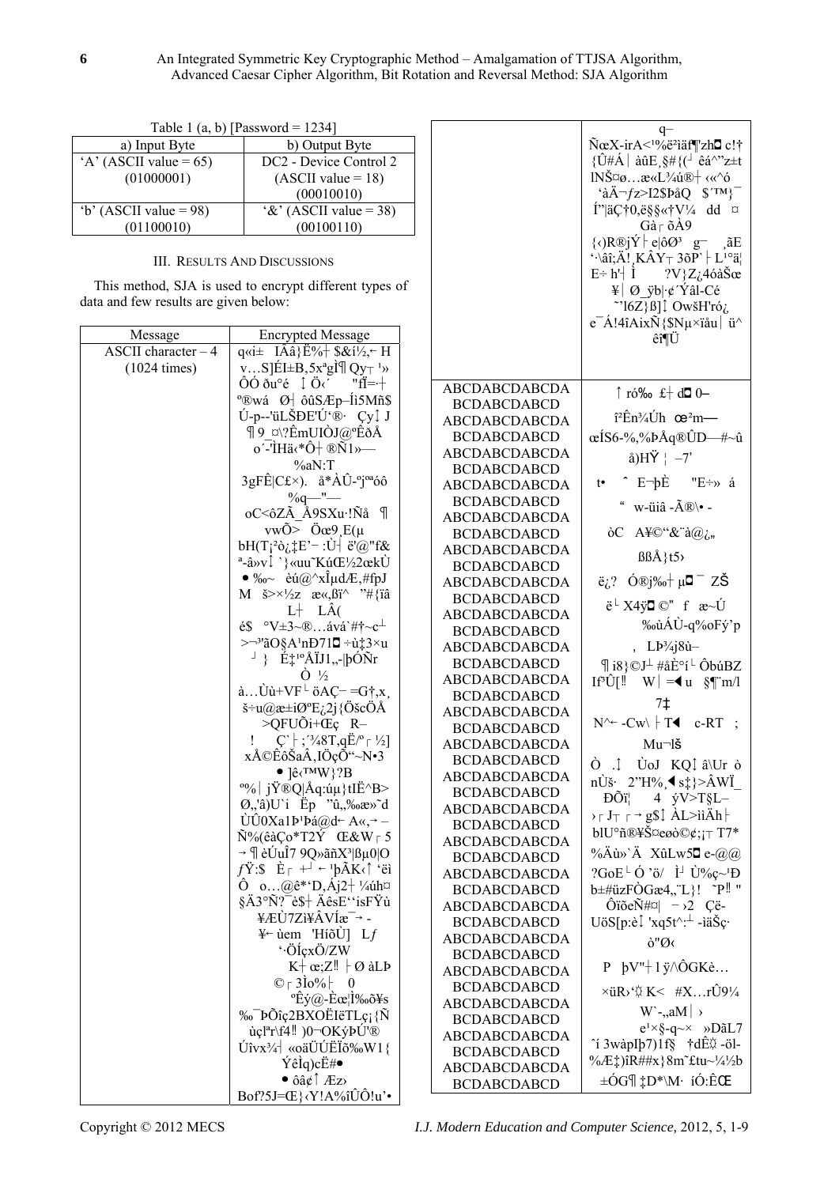Table 1 (a, b) [Password = 1234]

| a) Input Byte | b) Output Byte |
|---|---|
| 'A' (ASCII value = 65) (01000001) | DC2 - Device Control 2 (ASCII value = 18) (00010010) |
| 'b' (ASCII value = 98) (01100010) | '&' (ASCII value = 38) (00100110) |

## III. Results And Discussions

This method, SJA is used to encrypt different types of data and few results are given below:

| Message | Encrypted Message |
|---|---|
| ASCII character – 4 (1024 times) | q«i± IÁâ}Ë%┼$&í½,← H v…S]ÉI±B,5xªgÌ¶ Qy┬ ¹» ÔÖ ðu°é ↕ Ö‹´ "fÏ=·┼ º®wá Ø┤ ôûSÆp–Íi5Mñ$ Ú-p--'üLŠÐE'Ú'®· Çy↕ J ¶9_¤\?ÊmUIÒJ@ºÊðÅ o´-'ÌHä‹*Ô┼®Ñ1»— %aN:T 3gFÊ\|C£×). å*ÀÛ-ºjªªóô %q—"— oC<ôZÃ_Å9SXu·!Ñå ¶ vwÕ> Öœ9¸E(µ bH(T¡²ò¿‡E'– :Ù┤ ë'@"f& ª-â»v↕ `}«uu˜KúŒ½2œkÙ ●‰~ èú@^xÎµdÆ,#fpJ M š>×½z æ«,ßï^ "#{ïâ L┼ LÂ( é$ °V±3~®…ává`#†~c┴ >¬³'ãO§A¹nÐ71◘÷ù‡3×u ┘} Ë‡¹ºÄÏJ1,-\|þÓÑr Ò ½ à…Ùù+VF└ öAÇ– =G†,x¸ š÷u@æ±iØºE¿2j{ÖšcÖÅ >QFUÕi+Œç R– ! Ç`├;´¾8T,qË/º┌½] xÅ©ÊôŠaÂ,IÖçÕ"~N•3 ●]è‹™W}?B º%│jŸ®Q\|Åq:úµ}tIË^B> Ø,'â)U`i Ëp "û,‰æ»˜d ÙÛ0Xa1Þ¹Þá@d← A«,→ – Ñ%(êàÇo*T2Ý Œ&W┌5 →¶èÚuÎ7 9Q»ãñX³\|ßµ0\|O ƒŸ:$ È┌ +┘← ¹þÃK‹↑ ·ëi Ô o…@ê*'D,Áj2┼ ¼úh¤ §Ä3°Ñ?¯è$┼ ÄêsE''isFŸù ¥ÆÙ7Zi¥ÂVÍæ¯→ - ¥← ùem 'HíõÙ] Lƒ '·ÖÍçxÖ/ZW K┼ œ;Z‼├Ø àLÞ ©┌3Ìo%├ 0 ºÊý@-Èœ¦Ì‰õ¥s ‰¯ÞÕîç2BXOËIëTLç¡{Ñ ùçlªr\f4‼ )0¬OKýÞÚ'® Úîvx¾┤ «oäÜÚËÏõ‰W1{ ÝêÌq)cË#● ●ôâ¢↑ Æz› Bof?5J=Œ}‹Y!A%îÛÔ!u'• q– ÑœX-irA<¹%ë²iäf¶'zh◘ c!† {Û#Á│àûE¸§#{(┘ êá^"z±t lNŠ¤ø…æ«L¾ú®┼ ‹«^ó 'àÄ¬ƒz>I2$ÞâQ $'™}¯ Í"\|äÇ†0,ë§§«†V¼ dd ¤ Gà┌ õÀ9 {‹)R®jÝ├ e\|ôØ³ g– ¸ãE '·\âî;Ä!¸KÂY┬ 3ðP`├ L¹ºä¦ E÷ h'┤ Ì ?V}Z¿4óàŠœ ¥│ Ø_ÿb\|·¢´Ýâl-Cé ˜'l6Z}ß]↕ OwšH'ró¿ e¯Á!4îAixÑ{$Nµ×ïåu│ü^ êî¶Ù |
| ABCDABCDABCDA BCDABCDABCD ABCDABCDABCDA BCDABCDABCD ABCDABCDABCDA BCDABCDABCD ABCDABCDABCDA BCDABCDABCD ABCDABCDABCDA BCDABCDABCD ABCDABCDABCDA BCDABCDABCD ABCDABCDABCDA BCDABCDABCD ABCDABCDABCDA BCDABCDABCD ABCDABCDABCDA BCDABCDABCD ABCDABCDABCDA BCDABCDABCD ABCDABCDABCDA BCDABCDABCD ABCDABCDABCDA BCDABCDABCD ABCDABCDABCDA BCDABCDABCD ABCDABCDABCDA BCDABCDABCD ABCDABCDABCDA BCDABCDABCD ABCDABCDABCDA BCDABCDABCD ABCDABCDABCDA BCDABCDABCD ABCDABCDABCDA BCDABCDABCD ABCDABCDABCDA BCDABCDABCD ABCDABCDABCDA BCDABCDABCD ABCDABCDABCDA BCDABCDABCD | ↑ró‰ £┼ d◘ 0– î²Ên¾Úh œ²m— œÍS6-%,%ÞÁq®ÛD—#~û â)HŸ ¦ –7' t• ˆ E¬þÈ "E÷» á " w-üiâ -Ã®\• - òC A¥©"&¨à@¿„ ßßÅ}t5› ë¿? Ó®j‰┼ µ◘¯ ZŠ ë└ X4ÿ◘ ©" f æ~Ú %ùÁÙ-q%oFý'p , LÞ¾j8ù– ¶i8}©J┴ #åÈºí└ ÔbúBZ If³Û[‼ W│=◄u §¶¨m/l 7‡ N^← -Cw\ ├T◄ c-RT ; Mu¬lš Ò .↕ ÙoJ KQ↕ â\Ur ò nÙš· 2"H%¸◄s‡}>ÂWÏ_ ÐÕï¦ 4 ýV>T§L– ›┌J┬ ┌→g$↕ ÂL>iìÄh├ blU°ñ®¥Š¤eøò©¢;¡┬T7* %Äù»`Ä XûLw5◘ e-@@ ?GoE└ Ó 'ö/ Ì┘ Ù%ç~¹Ð b±#üzFÒGæ4,¨L}! ˜P‼" ÔïõeÑ#¤│ – ›2 Çë- UöS[p:è↕ 'xq5t^:┴ -iäŠç· ò"Ø‹ P þV"┼l ÿ/\ÔGKè… ×üR›'☼K< #X…rÛ9¼ W`-,,aM│› e¹×§-q~× »DãL7 ˆí 3wàpÏþ7)1f§ †dÊ☼ -öl- %Æ‡)îR##x}8m˜£tu~¼½b ±ÓG¶‡D*\M· íÓ:ÊŒ |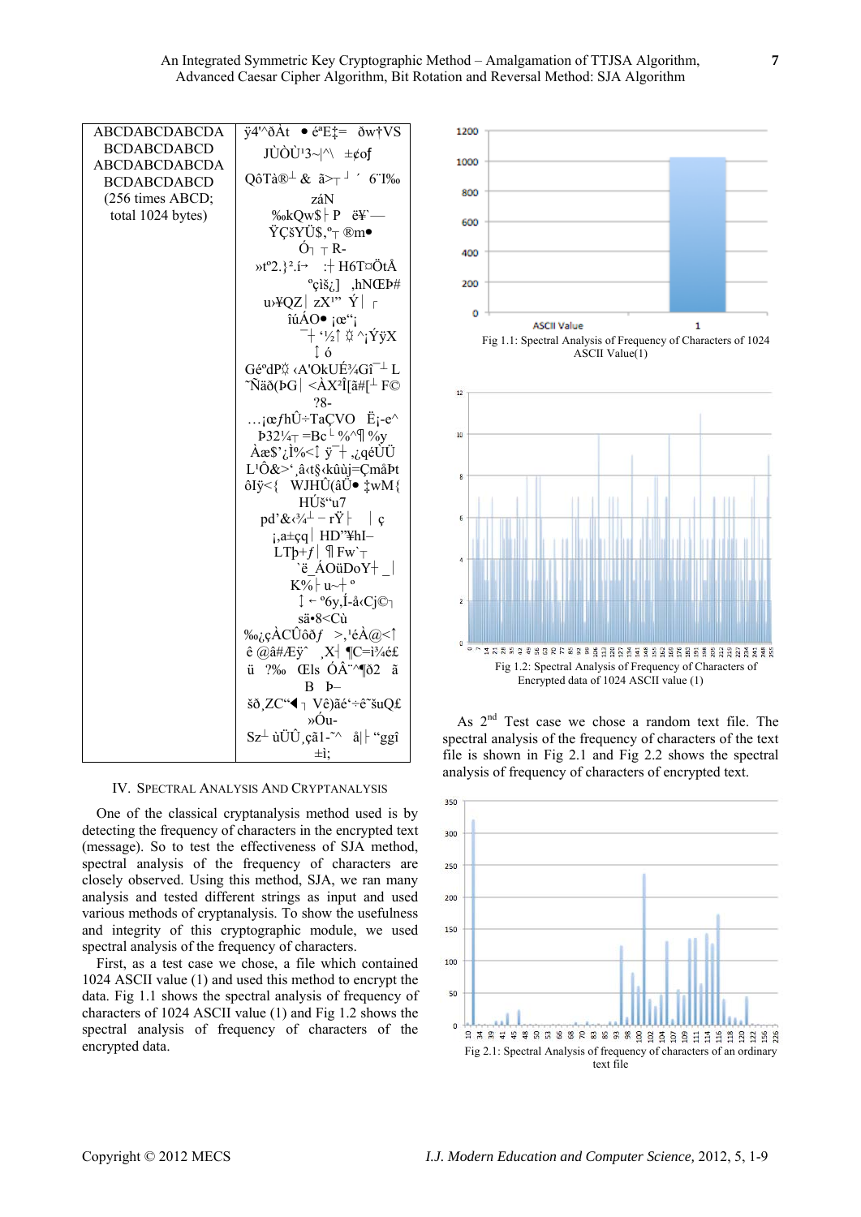| ABCDABCDABCDA BCDABCDABCD ABCDABCDABCDA BCDABCDABCD (256 times ABCD; total 1024 bytes) | ÿ4'^ðÀt ● éªE‡= ðw†VS JÙÒÙ'3~\|^\ ±¢oƒ QôTà®┴ & ã>┬┘ ´ 6¨I‰ záN ‰kQw$├ P ë¥`— ŸÇšYÜ$,º┬ ®m● Ó┐┬ R- »tº2.}².í→ :┼ H6T¤ÖtÅ ºçiš¿] ,hNŒÞ# u›¥QZ│ zX'" Ý│┌ îúÁO● ¡œ"¡ ¯┼ '½↕ ☼ ^¡ÝÿX ↕ ó GéºdP☼ ‹A'OkUÉ¾Gî¯┴ L ˜Ñäð(ÞG│ <ÀX²Î[ã#[┴ F© ?8- …¡œƒhÛ÷TaÇVO Ë¡-e^ Þ32¼┬ =Bc└ %^¶ %y Àæ$'¿Ì%<↕ ÿ¯┼ ,¿qéÙÜ L'Ô&>',â‹t§‹kûùj=ÇmåÞt ôIÿ<{ WJHÛ(âÜ● ‡wM{ HÚš"u7 pd'&‹¾┴ – rŸ├ │ç ¡,a±çq│ HD"¥hI– LTþ+ƒ│ ¶Fw`┬ `ë_ÁOüDoY┼ _│ K%├ u~┼ º ↕ ← º6y,Í-å‹Cj©┐ sä•8<Cù ‰¿çÀCÛôðƒ >,'éÀ@<↑ ê @â#Æÿˆ ,X┤ ¶C=ì¼é£ ü ?‰ ŒIs ÓÂ¨^¶ð2 ã B Þ– šð,ZC"◄┐ Vê)âé'÷ê˜šuQ£ »Óu- Sz┴ ùÜÛ,çã1-˜^ å\|├ "ggî ±i; |
|---|---|

## IV. Spectral Analysis And Cryptanalysis

One of the classical cryptanalysis method used is by detecting the frequency of characters in the encrypted text (message). So to test the effectiveness of SJA method, spectral analysis of the frequency of characters are closely observed. Using this method, SJA, we ran many analysis and tested different strings as input and used various methods of cryptanalysis. To show the usefulness and integrity of this cryptographic module, we used spectral analysis of the frequency of characters.

First, as a test case we chose, a file which contained 1024 ASCII value (1) and used this method to encrypt the data. Fig 1.1 shows the spectral analysis of frequency of characters of 1024 ASCII value (1) and Fig 1.2 shows the spectral analysis of frequency of characters of the encrypted data.

Fig 1.1: Spectral Analysis of Frequency of Characters of 1024 ASCII Value(1)

Fig 1.2: Spectral Analysis of Frequency of Characters of Encrypted data of 1024 ASCII value (1)

As 2[nd] Test case we chose a random text file. The spectral analysis of the frequency of characters of the text file is shown in Fig 2.1 and Fig 2.2 shows the spectral analysis of frequency of characters of encrypted text.

Fig 2.1: Spectral Analysis of frequency of characters of an ordinary text file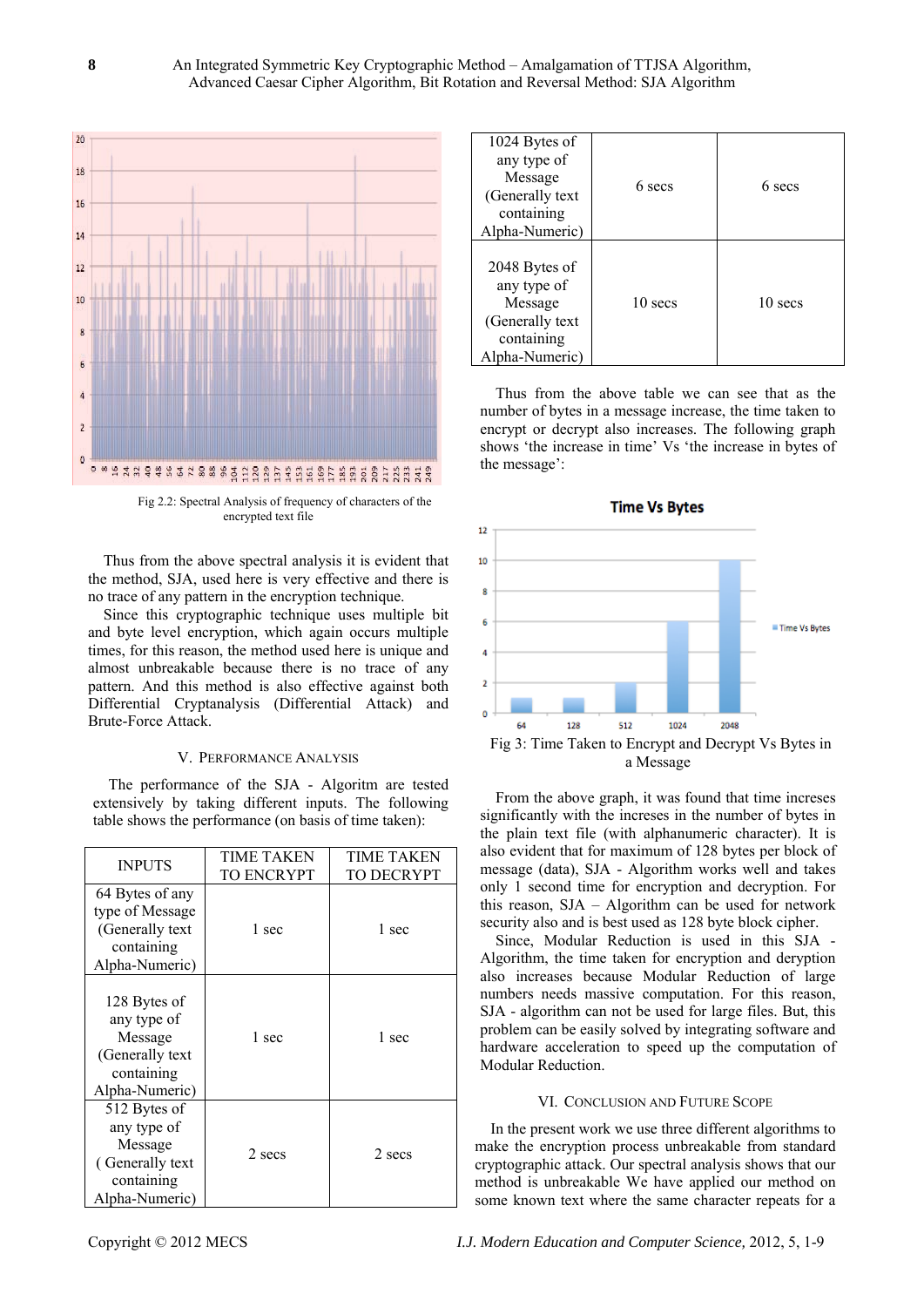Fig 2.2: Spectral Analysis of frequency of characters of the encrypted text file

Thus from the above spectral analysis it is evident that the method, SJA, used here is very effective and there is no trace of any pattern in the encryption technique.

Since this cryptographic technique uses multiple bit and byte level encryption, which again occurs multiple times, for this reason, the method used here is unique and almost unbreakable because there is no trace of any pattern. And this method is also effective against both Differential Cryptanalysis (Differential Attack) and Brute-Force Attack.

## V. Performance Analysis

The performance of the SJA - Algoritm are tested extensively by taking different inputs. The following table shows the performance (on basis of time taken):

| INPUTS | TIME TAKEN TO ENCRYPT | TIME TAKEN TO DECRYPT |
|---|---|---|
| 64 Bytes of any type of Message (Generally text containing Alpha-Numeric) | 1 sec | 1 sec |
| 128 Bytes of any type of Message (Generally text containing Alpha-Numeric) | 1 sec | 1 sec |
| 512 Bytes of any type of Message ( Generally text containing Alpha-Numeric) | 2 secs | 2 secs |
| 1024 Bytes of any type of Message (Generally text containing Alpha-Numeric) | 6 secs | 6 secs |
| 2048 Bytes of any type of Message (Generally text containing Alpha-Numeric) | 10 secs | 10 secs |

Thus from the above table we can see that as the number of bytes in a message increase, the time taken to encrypt or decrypt also increases. The following graph shows 'the increase in time' Vs 'the increase in bytes of the message':

Fig 3: Time Taken to Encrypt and Decrypt Vs Bytes in a Message

From the above graph, it was found that time increses significantly with the increses in the number of bytes in the plain text file (with alphanumeric character). It is also evident that for maximum of 128 bytes per block of message (data), SJA - Algorithm works well and takes only 1 second time for encryption and deryption. For this reason, SJA – Algorithm can be used for network security also and is best used as 128 byte block cipher.

Since, Modular Reduction is used in this SJA - Algorithm, the time taken for encryption and decryption also increases because Modular Reduction of large numbers needs massive computation. For this reason, SJA - algorithm can not be used for large files. But, this problem can be easily solved by integrating software and hardware acceleration to speed up the computation of Modular Reduction.

## VI. Conclusion and Future Scope

In the present work we use three different algorithms to make the encryption process unbreakable from standard cryptographic attack. Our spectral analysis shows that our method is unbreakable We have applied our method on some known text where the same character repeats for a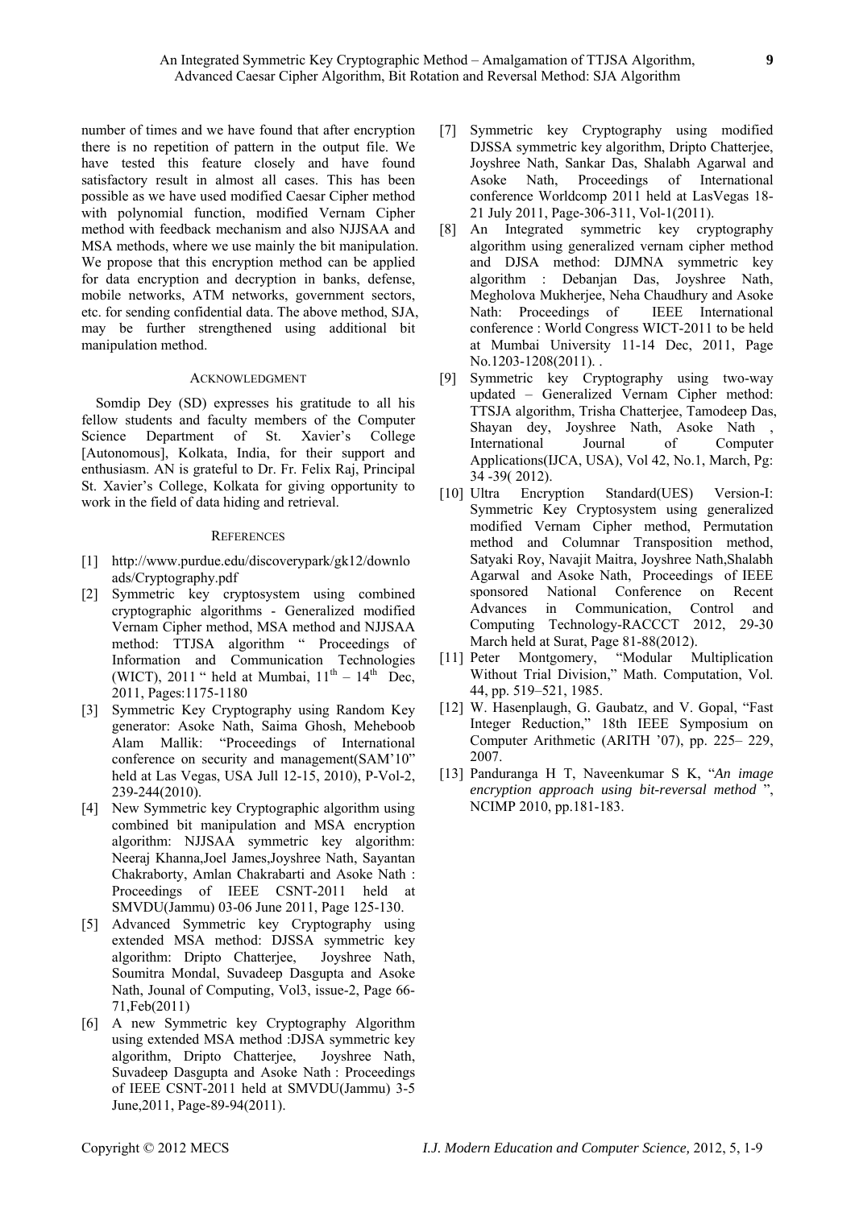number of times and we have found that after encryption there is no repetition of pattern in the output file. We have tested this feature closely and have found satisfactory result in almost all cases. This has been possible as we have used modified Caesar Cipher method with polynomial function, modified Vernam Cipher method with feedback mechanism and also NJJSAA and MSA methods, where we use mainly the bit manipulation. We propose that this encryption method can be applied for data encryption and decryption in banks, defense, mobile networks, ATM networks, government sectors, etc. for sending confidential data. The above method, SJA, may be further strengthened using additional bit manipulation method.

## ACKNOWLEDGMENT

Somdip Dey (SD) expresses his gratitude to all his fellow students and faculty members of the Computer Science Department of St. Xavier's College [Autonomous], Kolkata, India, for their support and enthusiasm. AN is grateful to Dr. Fr. Felix Raj, Principal St. Xavier's College, Kolkata for giving opportunity to work in the field of data hiding and retrieval.

## REFERENCES

[1] http://www.purdue.edu/discoverypark/gk12/downloads/Cryptography.pdf

[2] Symmetric key cryptosystem using combined cryptographic algorithms - Generalized modified Vernam Cipher method, MSA method and NJJSAA method: TTJSA algorithm " Proceedings of Information and Communication Technologies (WICT), 2011 " held at Mumbai, $11^{th}$ – $14^{th}$ Dec, 2011, Pages:1175-1180

[3] Symmetric Key Cryptography using Random Key generator: Asoke Nath, Saima Ghosh, Meheboob Alam Mallik: "Proceedings of International conference on security and management(SAM'10" held at Las Vegas, USA Jull 12-15, 2010), P-Vol-2, 239-244(2010).

[4] New Symmetric key Cryptographic algorithm using combined bit manipulation and MSA encryption algorithm: NJJSAA symmetric key algorithm: Neeraj Khanna,Joel James,Joyshree Nath, Sayantan Chakraborty, Amlan Chakrabarti and Asoke Nath : Proceedings of IEEE CSNT-2011 held at SMVDU(Jammu) 03-06 June 2011, Page 125-130.

[5] Advanced Symmetric key Cryptography using extended MSA method: DJSSA symmetric key algorithm: Dripto Chatterjee, Joyshree Nath, Soumitra Mondal, Suvadeep Dasgupta and Asoke Nath, Jounal of Computing, Vol3, issue-2, Page 66-71,Feb(2011)

[6] A new Symmetric key Cryptography Algorithm using extended MSA method :DJSA symmetric key algorithm, Dripto Chatterjee, Joyshree Nath, Suvadeep Dasgupta and Asoke Nath : Proceedings of IEEE CSNT-2011 held at SMVDU(Jammu) 3-5 June,2011, Page-89-94(2011).

[7] Symmetric key Cryptography using modified DJSSA symmetric key algorithm, Dripto Chatterjee, Joyshree Nath, Sankar Das, Shalabh Agarwal and Asoke Nath, Proceedings of International conference Worldcomp 2011 held at LasVegas 18-21 July 2011, Page-306-311, Vol-1(2011).

[8] An Integrated symmetric key cryptography algorithm using generalized vernam cipher method and DJSA method: DJMNA symmetric key algorithm : Debanjan Das, Joyshree Nath, Megholova Mukherjee, Neha Chaudhury and Asoke Nath: Proceedings of IEEE International conference : World Congress WICT-2011 to be held at Mumbai University 11-14 Dec, 2011, Page No.1203-1208(2011). .

[9] Symmetric key Cryptography using two-way updated – Generalized Vernam Cipher method: TTSJA algorithm, Trisha Chatterjee, Tamodeep Das, Shayan dey, Joyshree Nath, Asoke Nath , International Journal of Computer Applications(IJCA, USA), Vol 42, No.1, March, Pg: 34 -39( 2012).

[10] Ultra Encryption Standard(UES) Version-I: Symmetric Key Cryptosystem using generalized modified Vernam Cipher method, Permutation method and Columnar Transposition method, Satyaki Roy, Navajit Maitra, Joyshree Nath,Shalabh Agarwal and Asoke Nath, Proceedings of IEEE sponsored National Conference on Recent Advances in Communication, Control and Computing Technology-RACCCT 2012, 29-30 March held at Surat, Page 81-88(2012).

[11] Peter Montgomery, "Modular Multiplication Without Trial Division," Math. Computation, Vol. 44, pp. 519–521, 1985.

[12] W. Hasenplaugh, G. Gaubatz, and V. Gopal, "Fast Integer Reduction," 18th IEEE Symposium on Computer Arithmetic (ARITH '07), pp. 225– 229, 2007.

[13] Panduranga H T, Naveenkumar S K, "*An image encryption approach using bit-reversal method* ", NCIMP 2010, pp.181-183.